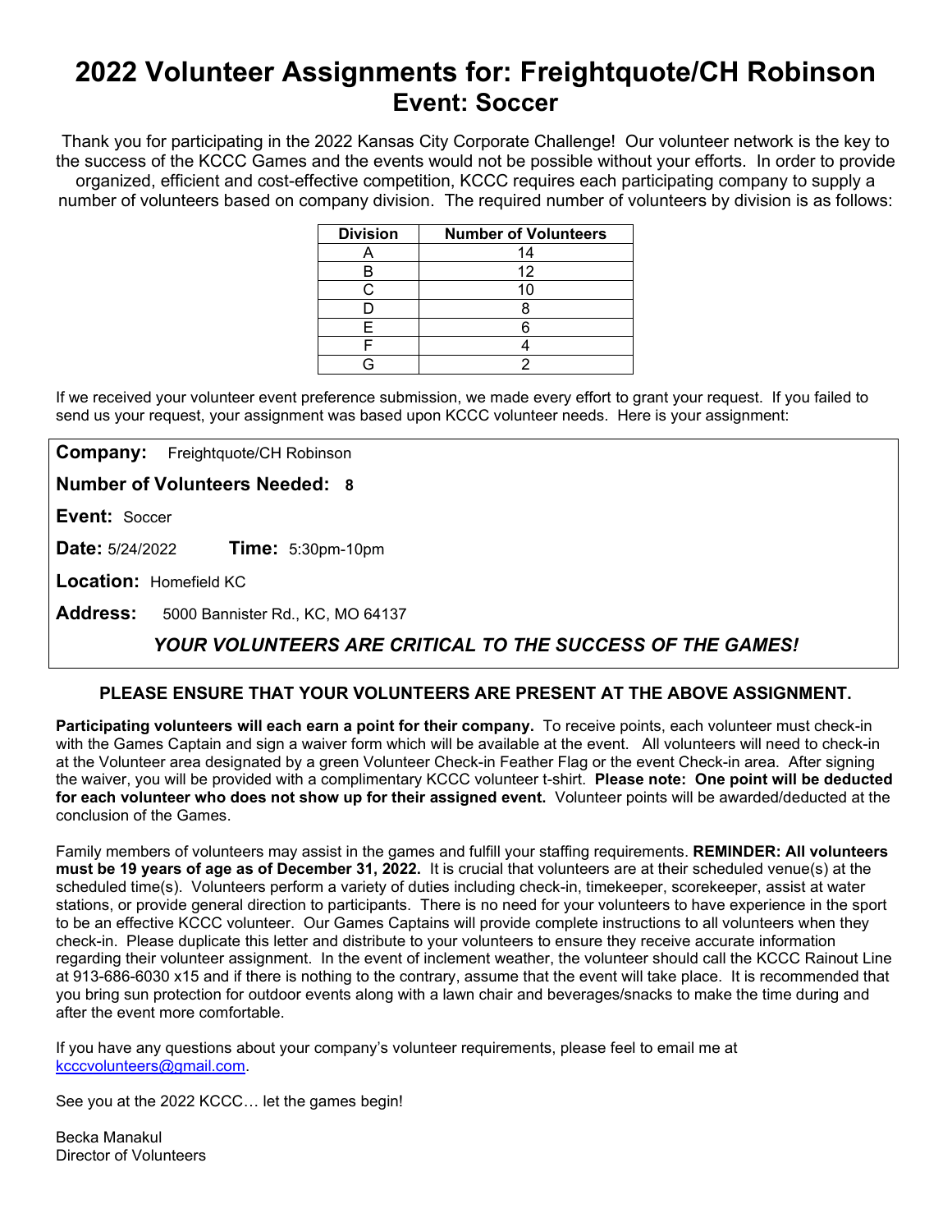# 2022 Volunteer Assignments for: Freightquote/CH Robinson

## Event: Soccer

Thank you for participating in the 2022 Kansas City Corporate Challenge! Our volunteer network is the key to the success of the KCCC Games and the events would not be possible without your efforts. In order to provide organized, efficient and cost-effective competition, KCCC requires each participating company to supply a number of volunteers based on company division. The required number of volunteers by division is as follows:

| Division | Number of Volunteers |
|---|---|
| A | 14 |
| B | 12 |
| C | 10 |
| D | 8 |
| E | 6 |
| F | 4 |
| G | 2 |

If we received your volunteer event preference submission, we made every effort to grant your request. If you failed to send us your request, your assignment was based upon KCCC volunteer needs. Here is your assignment:

**Company:** Freightquote/CH Robinson

**Number of Volunteers Needed: 8**

**Event:** Soccer

**Date:** 5/24/2022 **Time:** 5:30pm-10pm

**Location:** Homefield KC

**Address:** 5000 Bannister Rd., KC, MO 64137

***YOUR VOLUNTEERS ARE CRITICAL TO THE SUCCESS OF THE GAMES!***

**PLEASE ENSURE THAT YOUR VOLUNTEERS ARE PRESENT AT THE ABOVE ASSIGNMENT.**

**Participating volunteers will each earn a point for their company.** To receive points, each volunteer must check-in with the Games Captain and sign a waiver form which will be available at the event. All volunteers will need to check-in at the Volunteer area designated by a green Volunteer Check-in Feather Flag or the event Check-in area. After signing the waiver, you will be provided with a complimentary KCCC volunteer t-shirt. **Please note: One point will be deducted for each volunteer who does not show up for their assigned event.** Volunteer points will be awarded/deducted at the conclusion of the Games.

Family members of volunteers may assist in the games and fulfill your staffing requirements. **REMINDER: All volunteers must be 19 years of age as of December 31, 2022.** It is crucial that volunteers are at their scheduled venue(s) at the scheduled time(s). Volunteers perform a variety of duties including check-in, timekeeper, scorekeeper, assist at water stations, or provide general direction to participants. There is no need for your volunteers to have experience in the sport to be an effective KCCC volunteer. Our Games Captains will provide complete instructions to all volunteers when they check-in. Please duplicate this letter and distribute to your volunteers to ensure they receive accurate information regarding their volunteer assignment. In the event of inclement weather, the volunteer should call the KCCC Rainout Line at 913-686-6030 x15 and if there is nothing to the contrary, assume that the event will take place. It is recommended that you bring sun protection for outdoor events along with a lawn chair and beverages/snacks to make the time during and after the event more comfortable.

If you have any questions about your company's volunteer requirements, please feel to email me at [kcccvolunteers@gmail.com](mailto:kcccvolunteers@gmail.com).

See you at the 2022 KCCC… let the games begin!

Becka Manakul
Director of Volunteers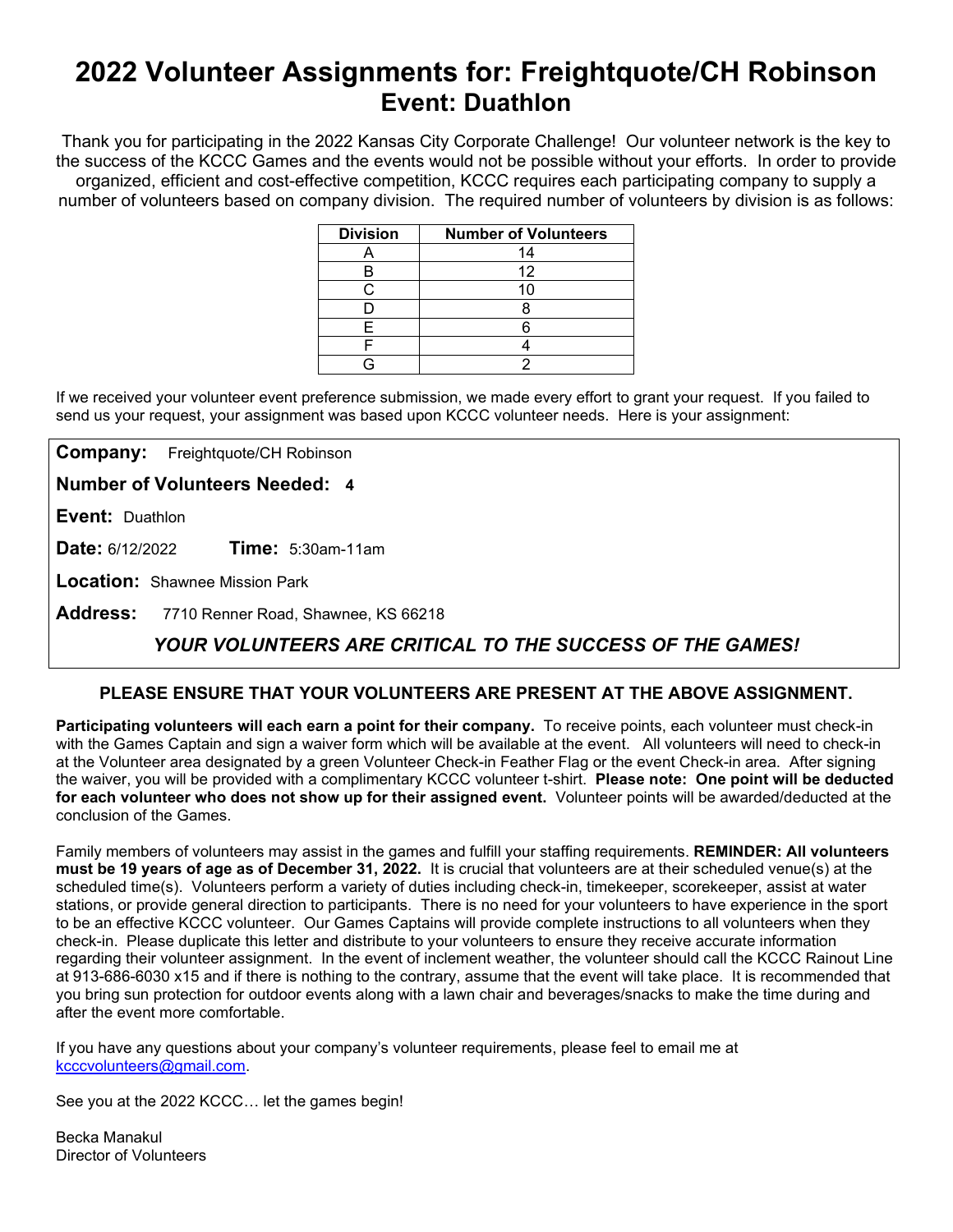# 2022 Volunteer Assignments for: Freightquote/CH Robinson

## Event: Duathlon

Thank you for participating in the 2022 Kansas City Corporate Challenge! Our volunteer network is the key to the success of the KCCC Games and the events would not be possible without your efforts. In order to provide organized, efficient and cost-effective competition, KCCC requires each participating company to supply a number of volunteers based on company division. The required number of volunteers by division is as follows:

| Division | Number of Volunteers |
|---|---|
| A | 14 |
| B | 12 |
| C | 10 |
| D | 8 |
| E | 6 |
| F | 4 |
| G | 2 |

If we received your volunteer event preference submission, we made every effort to grant your request. If you failed to send us your request, your assignment was based upon KCCC volunteer needs. Here is your assignment:

**Company:** Freightquote/CH Robinson

**Number of Volunteers Needed: 4**

**Event:** Duathlon

**Date:** 6/12/2022 **Time:** 5:30am-11am

**Location:** Shawnee Mission Park

**Address:** 7710 Renner Road, Shawnee, KS 66218

***YOUR VOLUNTEERS ARE CRITICAL TO THE SUCCESS OF THE GAMES!***

**PLEASE ENSURE THAT YOUR VOLUNTEERS ARE PRESENT AT THE ABOVE ASSIGNMENT.**

**Participating volunteers will each earn a point for their company.** To receive points, each volunteer must check-in with the Games Captain and sign a waiver form which will be available at the event. All volunteers will need to check-in at the Volunteer area designated by a green Volunteer Check-in Feather Flag or the event Check-in area. After signing the waiver, you will be provided with a complimentary KCCC volunteer t-shirt. **Please note: One point will be deducted for each volunteer who does not show up for their assigned event.** Volunteer points will be awarded/deducted at the conclusion of the Games.

Family members of volunteers may assist in the games and fulfill your staffing requirements. **REMINDER: All volunteers must be 19 years of age as of December 31, 2022.** It is crucial that volunteers are at their scheduled venue(s) at the scheduled time(s). Volunteers perform a variety of duties including check-in, timekeeper, scorekeeper, assist at water stations, or provide general direction to participants. There is no need for your volunteers to have experience in the sport to be an effective KCCC volunteer. Our Games Captains will provide complete instructions to all volunteers when they check-in. Please duplicate this letter and distribute to your volunteers to ensure they receive accurate information regarding their volunteer assignment. In the event of inclement weather, the volunteer should call the KCCC Rainout Line at 913-686-6030 x15 and if there is nothing to the contrary, assume that the event will take place. It is recommended that you bring sun protection for outdoor events along with a lawn chair and beverages/snacks to make the time during and after the event more comfortable.

If you have any questions about your company's volunteer requirements, please feel to email me at kcccvolunteers@gmail.com.

See you at the 2022 KCCC… let the games begin!

Becka Manakul
Director of Volunteers